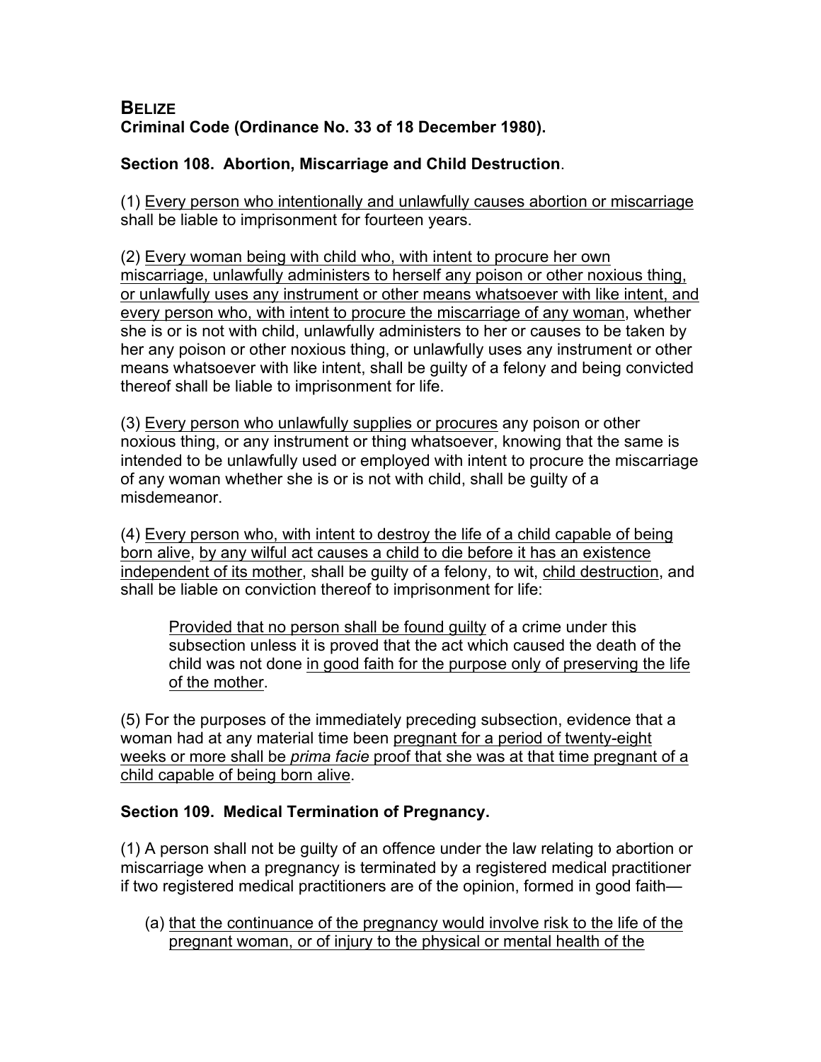**BELIZE**
**Criminal Code (Ordinance No. 33 of 18 December 1980).**

**Section 108. Abortion, Miscarriage and Child Destruction**.

(1) Every person who intentionally and unlawfully causes abortion or miscarriage shall be liable to imprisonment for fourteen years.

(2) Every woman being with child who, with intent to procure her own miscarriage, unlawfully administers to herself any poison or other noxious thing, or unlawfully uses any instrument or other means whatsoever with like intent, and every person who, with intent to procure the miscarriage of any woman, whether she is or is not with child, unlawfully administers to her or causes to be taken by her any poison or other noxious thing, or unlawfully uses any instrument or other means whatsoever with like intent, shall be guilty of a felony and being convicted thereof shall be liable to imprisonment for life.

(3) Every person who unlawfully supplies or procures any poison or other noxious thing, or any instrument or thing whatsoever, knowing that the same is intended to be unlawfully used or employed with intent to procure the miscarriage of any woman whether she is or is not with child, shall be guilty of a misdemeanor.

(4) Every person who, with intent to destroy the life of a child capable of being born alive, by any wilful act causes a child to die before it has an existence independent of its mother, shall be guilty of a felony, to wit, child destruction, and shall be liable on conviction thereof to imprisonment for life:

> Provided that no person shall be found guilty of a crime under this subsection unless it is proved that the act which caused the death of the child was not done in good faith for the purpose only of preserving the life of the mother.

(5) For the purposes of the immediately preceding subsection, evidence that a woman had at any material time been pregnant for a period of twenty-eight weeks or more shall be *prima facie* proof that she was at that time pregnant of a child capable of being born alive.

**Section 109. Medical Termination of Pregnancy.**

(1) A person shall not be guilty of an offence under the law relating to abortion or miscarriage when a pregnancy is terminated by a registered medical practitioner if two registered medical practitioners are of the opinion, formed in good faith—

(a) that the continuance of the pregnancy would involve risk to the life of the pregnant woman, or of injury to the physical or mental health of the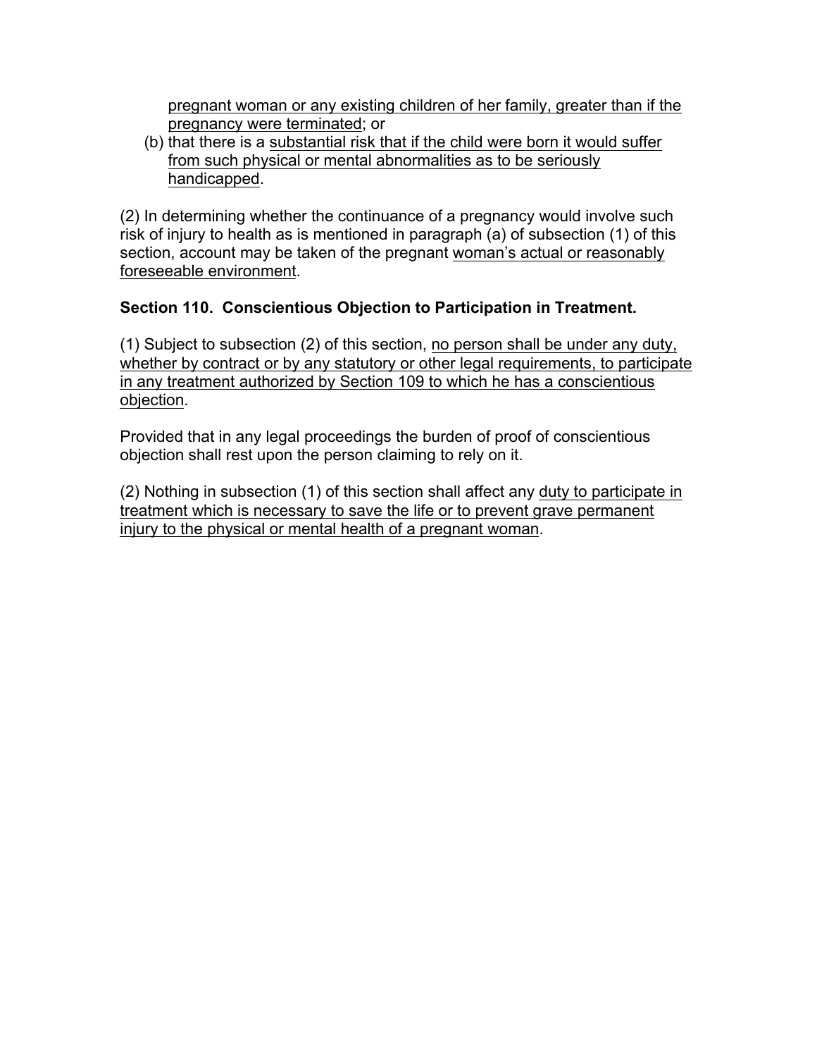pregnant woman or any existing children of her family, greater than if the pregnancy were terminated; or

(b) that there is a substantial risk that if the child were born it would suffer from such physical or mental abnormalities as to be seriously handicapped.

(2) In determining whether the continuance of a pregnancy would involve such risk of injury to health as is mentioned in paragraph (a) of subsection (1) of this section, account may be taken of the pregnant woman's actual or reasonably foreseeable environment.

**Section 110. Conscientious Objection to Participation in Treatment.**

(1) Subject to subsection (2) of this section, no person shall be under any duty, whether by contract or by any statutory or other legal requirements, to participate in any treatment authorized by Section 109 to which he has a conscientious objection.

Provided that in any legal proceedings the burden of proof of conscientious objection shall rest upon the person claiming to rely on it.

(2) Nothing in subsection (1) of this section shall affect any duty to participate in treatment which is necessary to save the life or to prevent grave permanent injury to the physical or mental health of a pregnant woman.